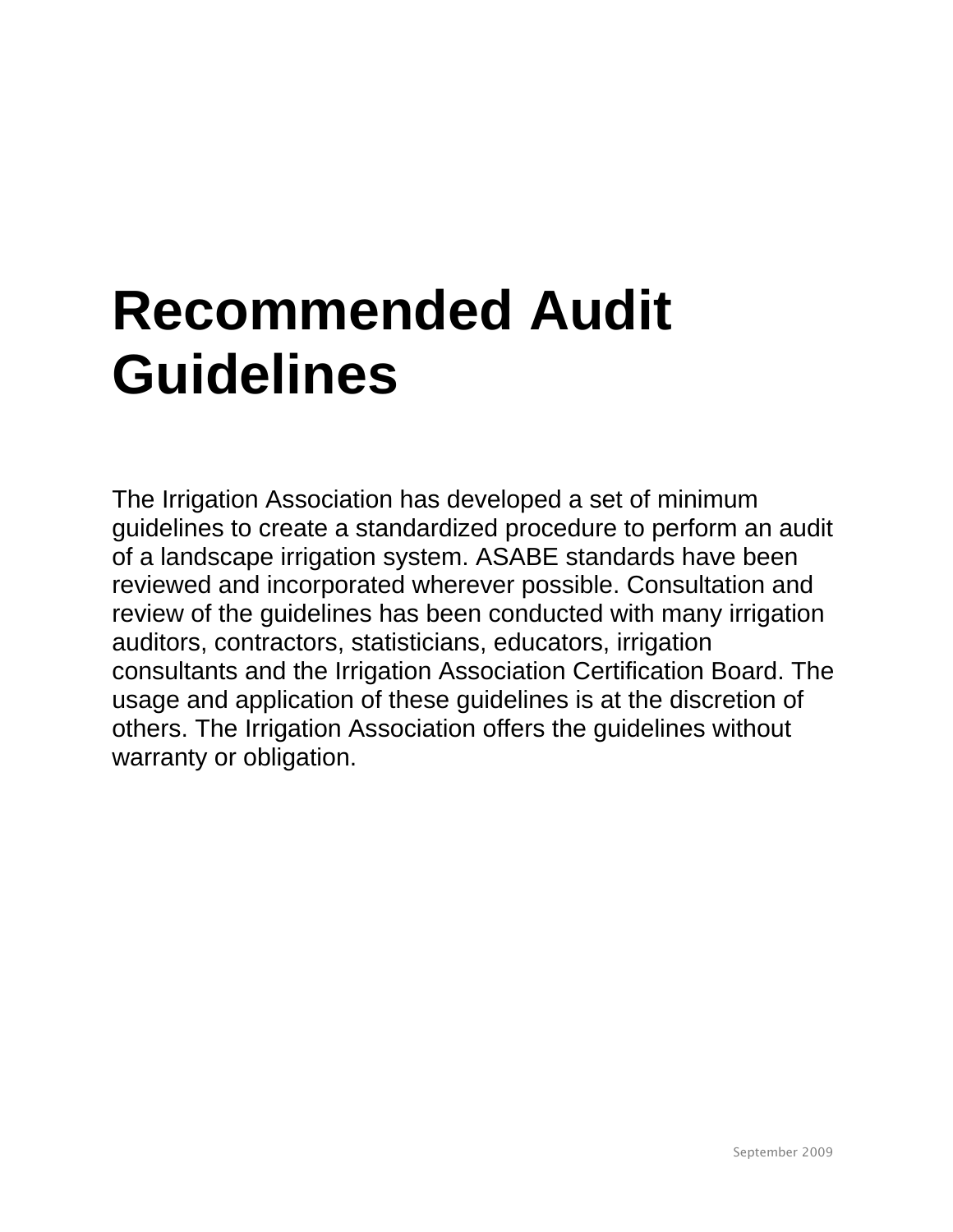# Recommended Audit Guidelines

The Irrigation Association has developed a set of minimum guidelines to create a standardized procedure to perform an audit of a landscape irrigation system. ASABE standards have been reviewed and incorporated wherever possible. Consultation and review of the guidelines has been conducted with many irrigation auditors, contractors, statisticians, educators, irrigation consultants and the Irrigation Association Certification Board. The usage and application of these guidelines is at the discretion of others. The Irrigation Association offers the guidelines without warranty or obligation.

September 2009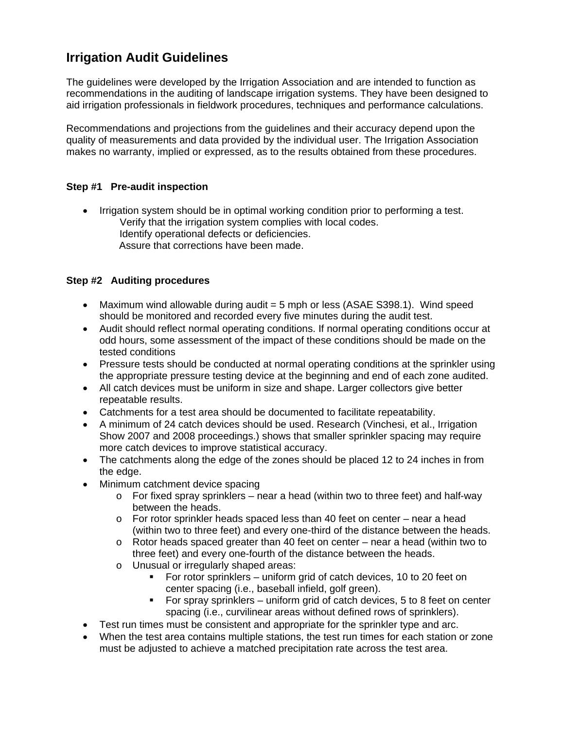# Irrigation Audit Guidelines

The guidelines were developed by the Irrigation Association and are intended to function as recommendations in the auditing of landscape irrigation systems. They have been designed to aid irrigation professionals in fieldwork procedures, techniques and performance calculations.

Recommendations and projections from the guidelines and their accuracy depend upon the quality of measurements and data provided by the individual user. The Irrigation Association makes no warranty, implied or expressed, as to the results obtained from these procedures.

### Step #1 Pre-audit inspection

- Irrigation system should be in optimal working condition prior to performing a test.
  Verify that the irrigation system complies with local codes.
  Identify operational defects or deficiencies.
  Assure that corrections have been made.

### Step #2 Auditing procedures

- Maximum wind allowable during audit = 5 mph or less (ASAE S398.1). Wind speed should be monitored and recorded every five minutes during the audit test.
- Audit should reflect normal operating conditions. If normal operating conditions occur at odd hours, some assessment of the impact of these conditions should be made on the tested conditions
- Pressure tests should be conducted at normal operating conditions at the sprinkler using the appropriate pressure testing device at the beginning and end of each zone audited.
- All catch devices must be uniform in size and shape. Larger collectors give better repeatable results.
- Catchments for a test area should be documented to facilitate repeatability.
- A minimum of 24 catch devices should be used. Research (Vinchesi, et al., Irrigation Show 2007 and 2008 proceedings.) shows that smaller sprinkler spacing may require more catch devices to improve statistical accuracy.
- The catchments along the edge of the zones should be placed 12 to 24 inches in from the edge.
- Minimum catchment device spacing
  - For fixed spray sprinklers – near a head (within two to three feet) and half-way between the heads.
  - For rotor sprinkler heads spaced less than 40 feet on center – near a head (within two to three feet) and every one-third of the distance between the heads.
  - Rotor heads spaced greater than 40 feet on center – near a head (within two to three feet) and every one-fourth of the distance between the heads.
  - Unusual or irregularly shaped areas:
    - For rotor sprinklers – uniform grid of catch devices, 10 to 20 feet on center spacing (i.e., baseball infield, golf green).
    - For spray sprinklers – uniform grid of catch devices, 5 to 8 feet on center spacing (i.e., curvilinear areas without defined rows of sprinklers).
- Test run times must be consistent and appropriate for the sprinkler type and arc.
- When the test area contains multiple stations, the test run times for each station or zone must be adjusted to achieve a matched precipitation rate across the test area.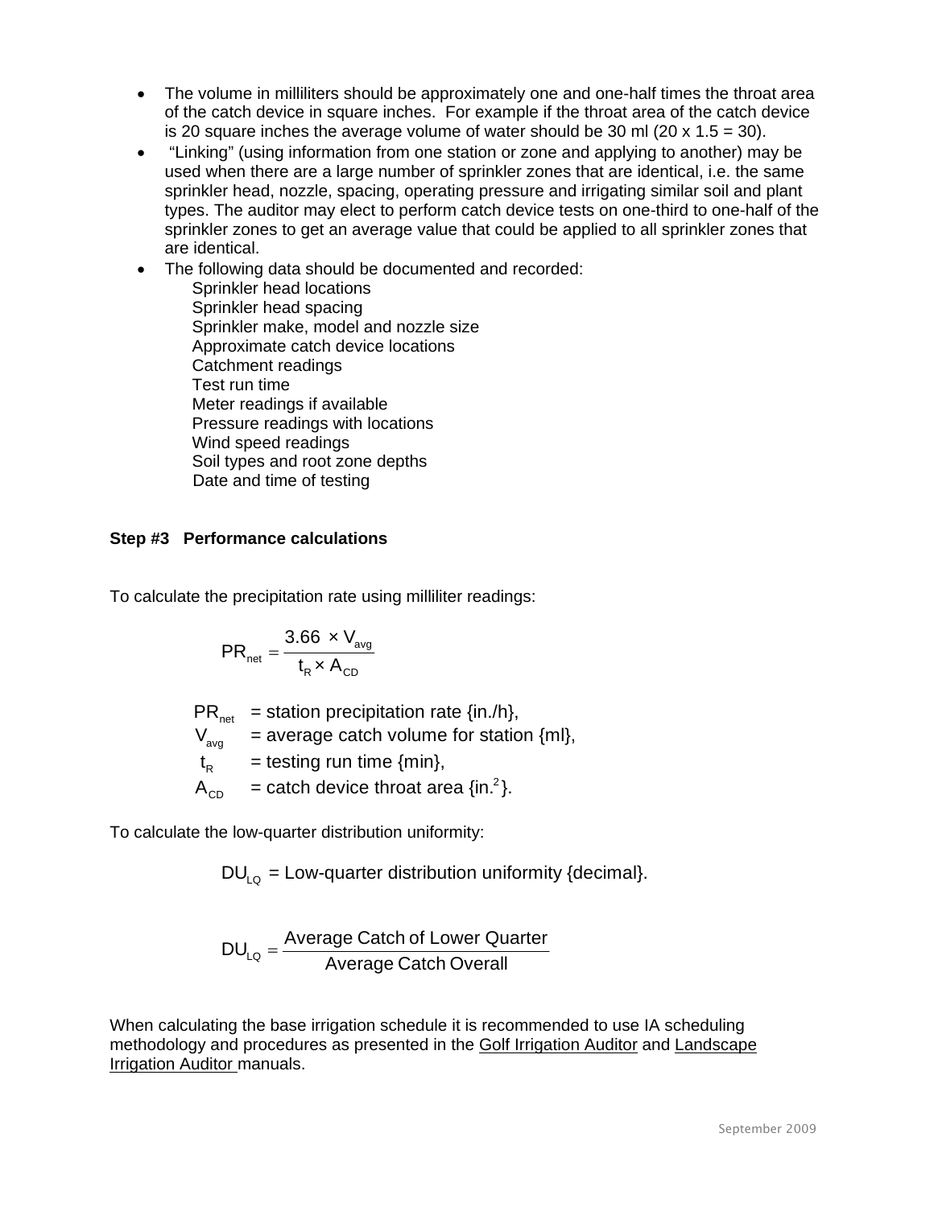- The volume in milliliters should be approximately one and one-half times the throat area of the catch device in square inches. For example if the throat area of the catch device is 20 square inches the average volume of water should be 30 ml (20 x 1.5 = 30).
- "Linking" (using information from one station or zone and applying to another) may be used when there are a large number of sprinkler zones that are identical, i.e. the same sprinkler head, nozzle, spacing, operating pressure and irrigating similar soil and plant types. The auditor may elect to perform catch device tests on one-third to one-half of the sprinkler zones to get an average value that could be applied to all sprinkler zones that are identical.
- The following data should be documented and recorded:
  - Sprinkler head locations
  - Sprinkler head spacing
  - Sprinkler make, model and nozzle size
  - Approximate catch device locations
  - Catchment readings
  - Test run time
  - Meter readings if available
  - Pressure readings with locations
  - Wind speed readings
  - Soil types and root zone depths
  - Date and time of testing

**Step #3 Performance calculations**

To calculate the precipitation rate using milliliter readings:

$$PR_{net} = \frac{3.66 \times V_{avg}}{t_R \times A_{CD}}$$

$PR_{net}$ = station precipitation rate {in./h},
$V_{avg}$ = average catch volume for station {ml},
$t_R$ = testing run time {min},
$A_{CD}$ = catch device throat area {in.$^2$}.

To calculate the low-quarter distribution uniformity:

$DU_{LQ}$ = Low-quarter distribution uniformity {decimal}.

$$DU_{LQ} = \frac{\text{Average Catch of Lower Quarter}}{\text{Average Catch Overall}}$$

When calculating the base irrigation schedule it is recommended to use IA scheduling methodology and procedures as presented in the Golf Irrigation Auditor and Landscape Irrigation Auditor manuals.